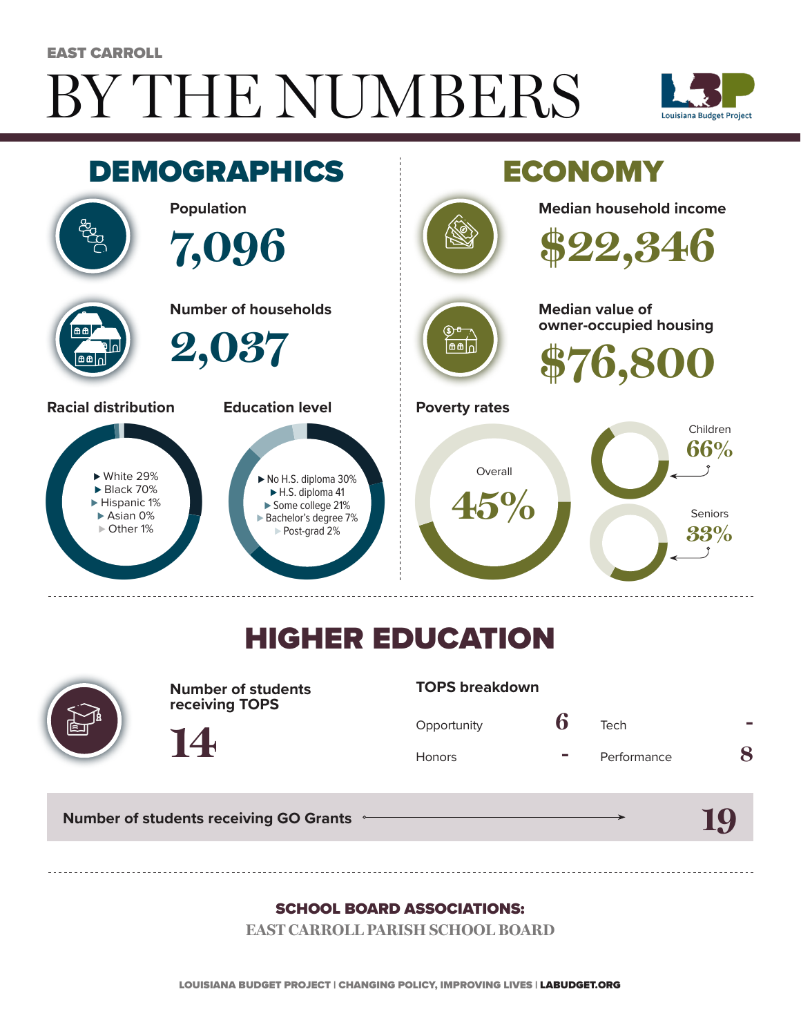EAST CARROLL

# BY THE NUMBERS

Louisiana Budget Project

## DEMOGRAPHICS

**Population**

7,096

**Number of households**

2,037

**Racial distribution**

- White 29%
- Black 70%
- Hispanic 1%
- Asian 0%
- Other 1%

**Education level**

- No H.S. diploma 30%
- H.S. diploma 41
- Some college 21%
- Bachelor's degree 7%
- Post-grad 2%

## ECONOMY

**Median household income**

$22,346

**Median value of owner-occupied housing**

$76,800

**Poverty rates**

Overall 45%

Children 66%

Seniors 33%

## HIGHER EDUCATION

**Number of students receiving TOPS**

14

**TOPS breakdown**

| | | | |
|---|---|---|---|
| Opportunity | 6 | Tech | - |
| Honors | - | Performance | 8 |

**Number of students receiving GO Grants** 19

**SCHOOL BOARD ASSOCIATIONS:**

EAST CARROLL PARISH SCHOOL BOARD

LOUISIANA BUDGET PROJECT | CHANGING POLICY, IMPROVING LIVES | LABUDGET.ORG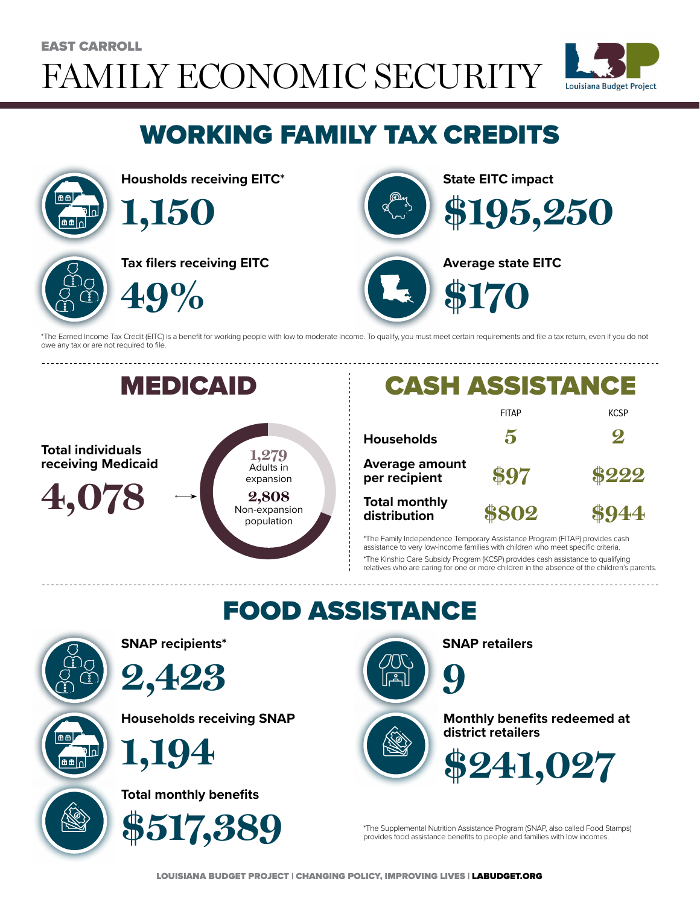EAST CARROLL

# FAMILY ECONOMIC SECURITY

Louisiana Budget Project

## WORKING FAMILY TAX CREDITS

**Households receiving EITC***

**1,150**

**State EITC impact**

**$195,250**

**Tax filers receiving EITC**

**49%**

**Average state EITC**

**$170**

*The Earned Income Tax Credit (EITC) is a benefit for working people with low to moderate income. To qualify, you must meet certain requirements and file a tax return, even if you do not owe any tax or are not required to file.

## MEDICAID

**Total individuals receiving Medicaid**

**4,078**

1,279
Adults in expansion

2,808
Non-expansion population

## CASH ASSISTANCE

| | FITAP | KCSP |
|---|---|---|
| Households | 5 | 2 |
| Average amount per recipient | $97 | $222 |
| Total monthly distribution | $802 | $944 |

*The Family Independence Temporary Assistance Program (FITAP) provides cash assistance to very low-income families with children who meet specific criteria.

*The Kinship Care Subsidy Program (KCSP) provides cash assistance to qualifying relatives who are caring for one or more children in the absence of the children's parents.

## FOOD ASSISTANCE

**SNAP recipients***

**2,423**

**Households receiving SNAP**

**1,194**

**Total monthly benefits**

**$517,389**

**SNAP retailers**

**9**

**Monthly benefits redeemed at district retailers**

**$241,027**

*The Supplemental Nutrition Assistance Program (SNAP, also called Food Stamps) provides food assistance benefits to people and families with low incomes.

LOUISIANA BUDGET PROJECT | CHANGING POLICY, IMPROVING LIVES | LABUDGET.ORG